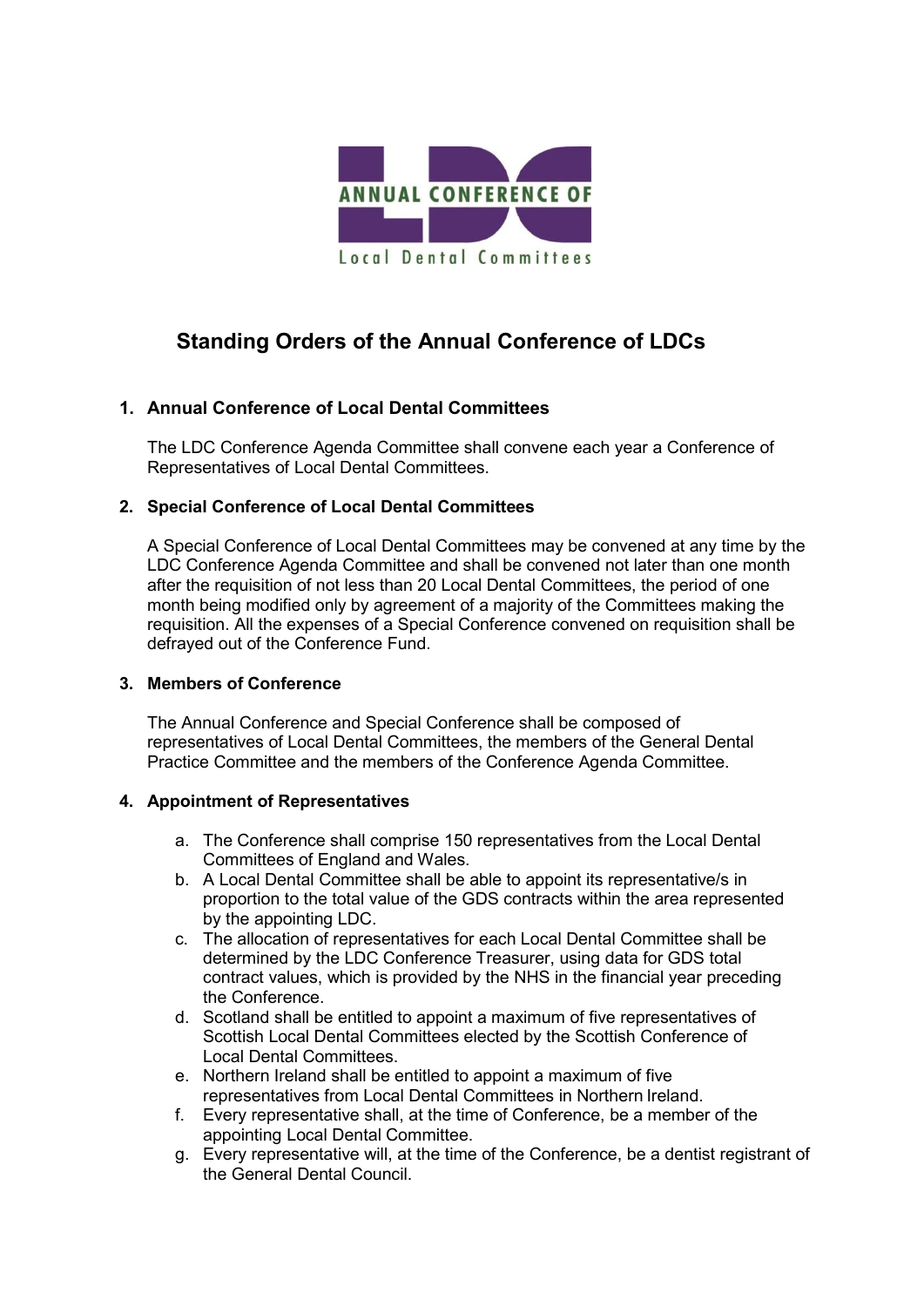# Standing Orders of the Annual Conference of LDCs

## 1. Annual Conference of Local Dental Committees

The LDC Conference Agenda Committee shall convene each year a Conference of Representatives of Local Dental Committees.

## 2. Special Conference of Local Dental Committees

A Special Conference of Local Dental Committees may be convened at any time by the LDC Conference Agenda Committee and shall be convened not later than one month after the requisition of not less than 20 Local Dental Committees, the period of one month being modified only by agreement of a majority of the Committees making the requisition. All the expenses of a Special Conference convened on requisition shall be defrayed out of the Conference Fund.

## 3. Members of Conference

The Annual Conference and Special Conference shall be composed of representatives of Local Dental Committees, the members of the General Dental Practice Committee and the members of the Conference Agenda Committee.

## 4. Appointment of Representatives

a. The Conference shall comprise 150 representatives from the Local Dental Committees of England and Wales.
b. A Local Dental Committee shall be able to appoint its representative/s in proportion to the total value of the GDS contracts within the area represented by the appointing LDC.
c. The allocation of representatives for each Local Dental Committee shall be determined by the LDC Conference Treasurer, using data for GDS total contract values, which is provided by the NHS in the financial year preceding the Conference.
d. Scotland shall be entitled to appoint a maximum of five representatives of Scottish Local Dental Committees elected by the Scottish Conference of Local Dental Committees.
e. Northern Ireland shall be entitled to appoint a maximum of five representatives from Local Dental Committees in Northern Ireland.
f. Every representative shall, at the time of Conference, be a member of the appointing Local Dental Committee.
g. Every representative will, at the time of the Conference, be a dentist registrant of the General Dental Council.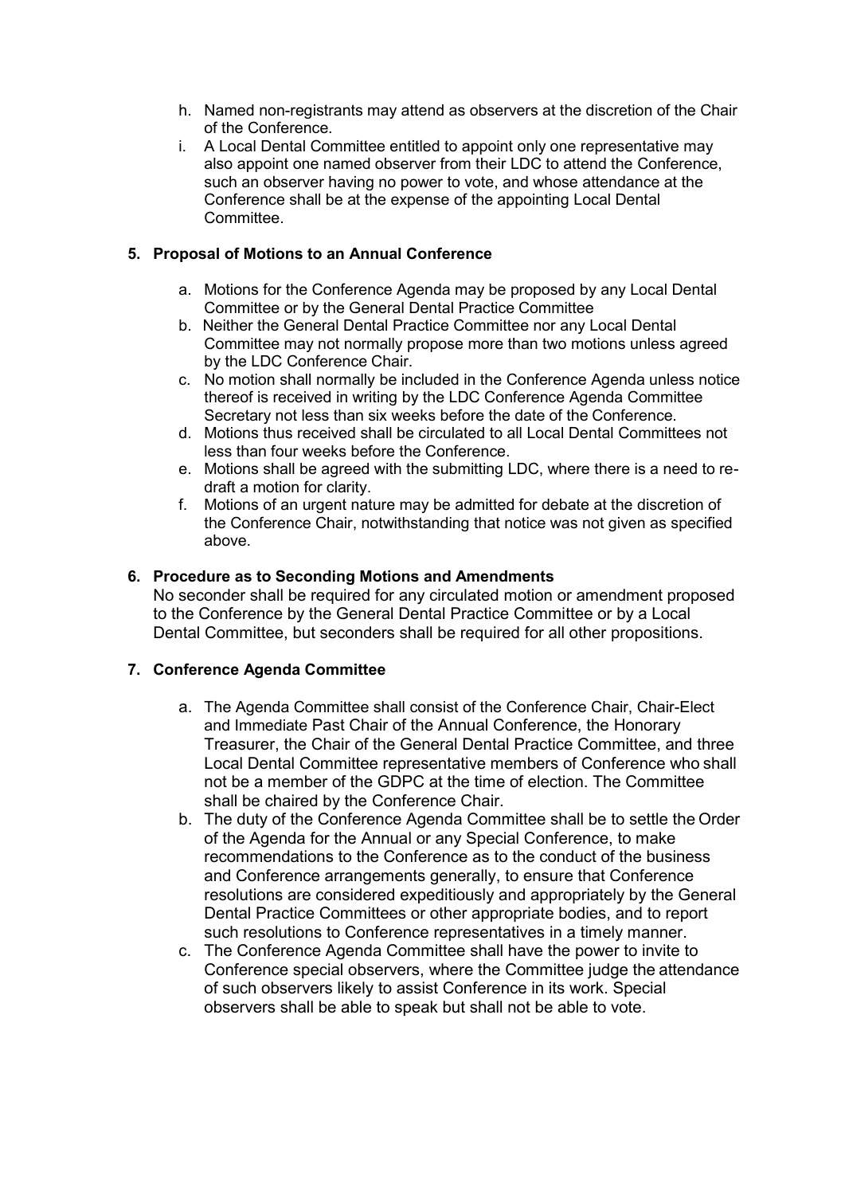h. Named non-registrants may attend as observers at the discretion of the Chair of the Conference.
i. A Local Dental Committee entitled to appoint only one representative may also appoint one named observer from their LDC to attend the Conference, such an observer having no power to vote, and whose attendance at the Conference shall be at the expense of the appointing Local Dental Committee.

**5. Proposal of Motions to an Annual Conference**

a. Motions for the Conference Agenda may be proposed by any Local Dental Committee or by the General Dental Practice Committee
b. Neither the General Dental Practice Committee nor any Local Dental Committee may not normally propose more than two motions unless agreed by the LDC Conference Chair.
c. No motion shall normally be included in the Conference Agenda unless notice thereof is received in writing by the LDC Conference Agenda Committee Secretary not less than six weeks before the date of the Conference.
d. Motions thus received shall be circulated to all Local Dental Committees not less than four weeks before the Conference.
e. Motions shall be agreed with the submitting LDC, where there is a need to re-draft a motion for clarity.
f. Motions of an urgent nature may be admitted for debate at the discretion of the Conference Chair, notwithstanding that notice was not given as specified above.

**6. Procedure as to Seconding Motions and Amendments**

No seconder shall be required for any circulated motion or amendment proposed to the Conference by the General Dental Practice Committee or by a Local Dental Committee, but seconders shall be required for all other propositions.

**7. Conference Agenda Committee**

a. The Agenda Committee shall consist of the Conference Chair, Chair-Elect and Immediate Past Chair of the Annual Conference, the Honorary Treasurer, the Chair of the General Dental Practice Committee, and three Local Dental Committee representative members of Conference who shall not be a member of the GDPC at the time of election. The Committee shall be chaired by the Conference Chair.
b. The duty of the Conference Agenda Committee shall be to settle the Order of the Agenda for the Annual or any Special Conference, to make recommendations to the Conference as to the conduct of the business and Conference arrangements generally, to ensure that Conference resolutions are considered expeditiously and appropriately by the General Dental Practice Committees or other appropriate bodies, and to report such resolutions to Conference representatives in a timely manner.
c. The Conference Agenda Committee shall have the power to invite to Conference special observers, where the Committee judge the attendance of such observers likely to assist Conference in its work. Special observers shall be able to speak but shall not be able to vote.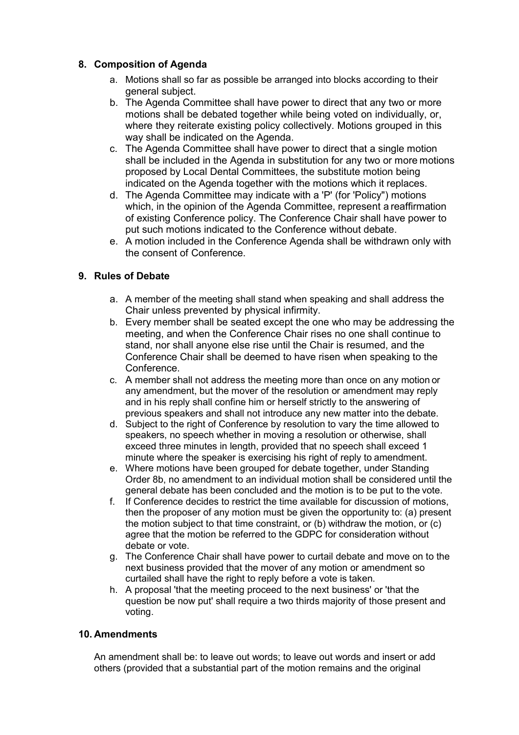## 8. Composition of Agenda

a. Motions shall so far as possible be arranged into blocks according to their general subject.
b. The Agenda Committee shall have power to direct that any two or more motions shall be debated together while being voted on individually, or, where they reiterate existing policy collectively. Motions grouped in this way shall be indicated on the Agenda.
c. The Agenda Committee shall have power to direct that a single motion shall be included in the Agenda in substitution for any two or more motions proposed by Local Dental Committees, the substitute motion being indicated on the Agenda together with the motions which it replaces.
d. The Agenda Committee may indicate with a 'P' (for 'Policy") motions which, in the opinion of the Agenda Committee, represent a reaffirmation of existing Conference policy. The Conference Chair shall have power to put such motions indicated to the Conference without debate.
e. A motion included in the Conference Agenda shall be withdrawn only with the consent of Conference.

## 9. Rules of Debate

a. A member of the meeting shall stand when speaking and shall address the Chair unless prevented by physical infirmity.
b. Every member shall be seated except the one who may be addressing the meeting, and when the Conference Chair rises no one shall continue to stand, nor shall anyone else rise until the Chair is resumed, and the Conference Chair shall be deemed to have risen when speaking to the Conference.
c. A member shall not address the meeting more than once on any motion or any amendment, but the mover of the resolution or amendment may reply and in his reply shall confine him or herself strictly to the answering of previous speakers and shall not introduce any new matter into the debate.
d. Subject to the right of Conference by resolution to vary the time allowed to speakers, no speech whether in moving a resolution or otherwise, shall exceed three minutes in length, provided that no speech shall exceed 1 minute where the speaker is exercising his right of reply to amendment.
e. Where motions have been grouped for debate together, under Standing Order 8b, no amendment to an individual motion shall be considered until the general debate has been concluded and the motion is to be put to the vote.
f. If Conference decides to restrict the time available for discussion of motions, then the proposer of any motion must be given the opportunity to: (a) present the motion subject to that time constraint, or (b) withdraw the motion, or (c) agree that the motion be referred to the GDPC for consideration without debate or vote.
g. The Conference Chair shall have power to curtail debate and move on to the next business provided that the mover of any motion or amendment so curtailed shall have the right to reply before a vote is taken.
h. A proposal 'that the meeting proceed to the next business' or 'that the question be now put' shall require a two thirds majority of those present and voting.

## 10. Amendments

An amendment shall be: to leave out words; to leave out words and insert or add others (provided that a substantial part of the motion remains and the original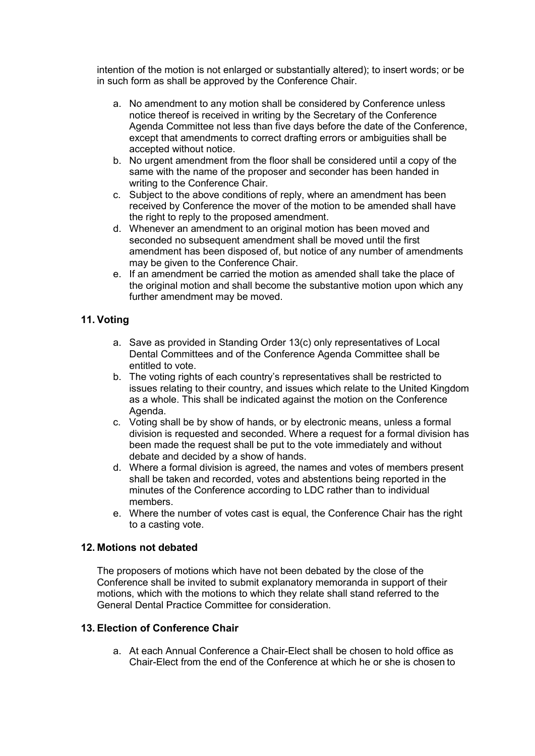intention of the motion is not enlarged or substantially altered); to insert words; or be in such form as shall be approved by the Conference Chair.

a. No amendment to any motion shall be considered by Conference unless notice thereof is received in writing by the Secretary of the Conference Agenda Committee not less than five days before the date of the Conference, except that amendments to correct drafting errors or ambiguities shall be accepted without notice.
b. No urgent amendment from the floor shall be considered until a copy of the same with the name of the proposer and seconder has been handed in writing to the Conference Chair.
c. Subject to the above conditions of reply, where an amendment has been received by Conference the mover of the motion to be amended shall have the right to reply to the proposed amendment.
d. Whenever an amendment to an original motion has been moved and seconded no subsequent amendment shall be moved until the first amendment has been disposed of, but notice of any number of amendments may be given to the Conference Chair.
e. If an amendment be carried the motion as amended shall take the place of the original motion and shall become the substantive motion upon which any further amendment may be moved.

## 11. Voting

a. Save as provided in Standing Order 13(c) only representatives of Local Dental Committees and of the Conference Agenda Committee shall be entitled to vote.
b. The voting rights of each country's representatives shall be restricted to issues relating to their country, and issues which relate to the United Kingdom as a whole. This shall be indicated against the motion on the Conference Agenda.
c. Voting shall be by show of hands, or by electronic means, unless a formal division is requested and seconded. Where a request for a formal division has been made the request shall be put to the vote immediately and without debate and decided by a show of hands.
d. Where a formal division is agreed, the names and votes of members present shall be taken and recorded, votes and abstentions being reported in the minutes of the Conference according to LDC rather than to individual members.
e. Where the number of votes cast is equal, the Conference Chair has the right to a casting vote.

## 12. Motions not debated

The proposers of motions which have not been debated by the close of the Conference shall be invited to submit explanatory memoranda in support of their motions, which with the motions to which they relate shall stand referred to the General Dental Practice Committee for consideration.

## 13. Election of Conference Chair

a. At each Annual Conference a Chair-Elect shall be chosen to hold office as Chair-Elect from the end of the Conference at which he or she is chosen to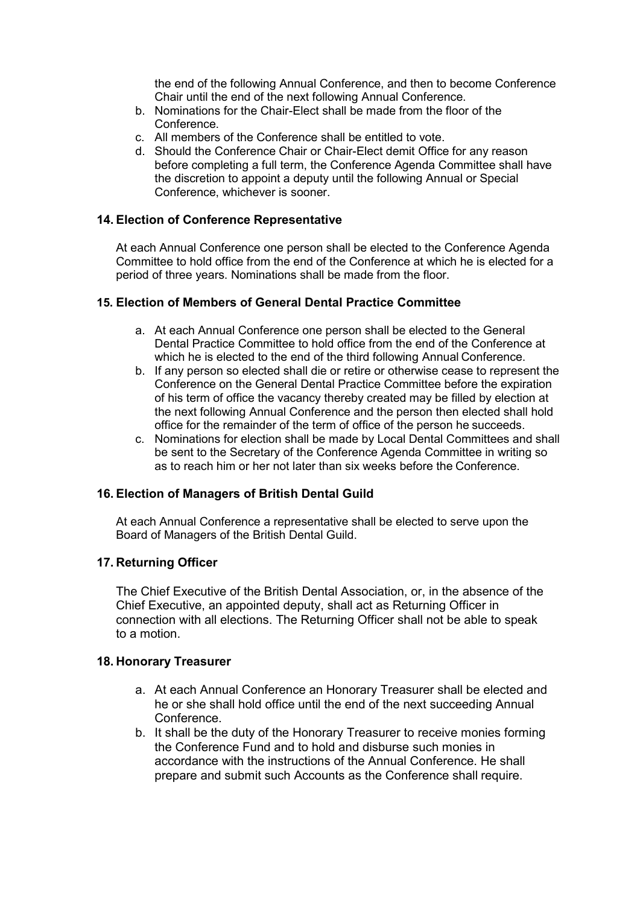the end of the following Annual Conference, and then to become Conference Chair until the end of the next following Annual Conference.

b. Nominations for the Chair-Elect shall be made from the floor of the Conference.
c. All members of the Conference shall be entitled to vote.
d. Should the Conference Chair or Chair-Elect demit Office for any reason before completing a full term, the Conference Agenda Committee shall have the discretion to appoint a deputy until the following Annual or Special Conference, whichever is sooner.

### 14. Election of Conference Representative

At each Annual Conference one person shall be elected to the Conference Agenda Committee to hold office from the end of the Conference at which he is elected for a period of three years. Nominations shall be made from the floor.

### 15. Election of Members of General Dental Practice Committee

a. At each Annual Conference one person shall be elected to the General Dental Practice Committee to hold office from the end of the Conference at which he is elected to the end of the third following Annual Conference.
b. If any person so elected shall die or retire or otherwise cease to represent the Conference on the General Dental Practice Committee before the expiration of his term of office the vacancy thereby created may be filled by election at the next following Annual Conference and the person then elected shall hold office for the remainder of the term of office of the person he succeeds.
c. Nominations for election shall be made by Local Dental Committees and shall be sent to the Secretary of the Conference Agenda Committee in writing so as to reach him or her not later than six weeks before the Conference.

### 16. Election of Managers of British Dental Guild

At each Annual Conference a representative shall be elected to serve upon the Board of Managers of the British Dental Guild.

### 17. Returning Officer

The Chief Executive of the British Dental Association, or, in the absence of the Chief Executive, an appointed deputy, shall act as Returning Officer in connection with all elections. The Returning Officer shall not be able to speak to a motion.

### 18. Honorary Treasurer

a. At each Annual Conference an Honorary Treasurer shall be elected and he or she shall hold office until the end of the next succeeding Annual Conference.
b. It shall be the duty of the Honorary Treasurer to receive monies forming the Conference Fund and to hold and disburse such monies in accordance with the instructions of the Annual Conference. He shall prepare and submit such Accounts as the Conference shall require.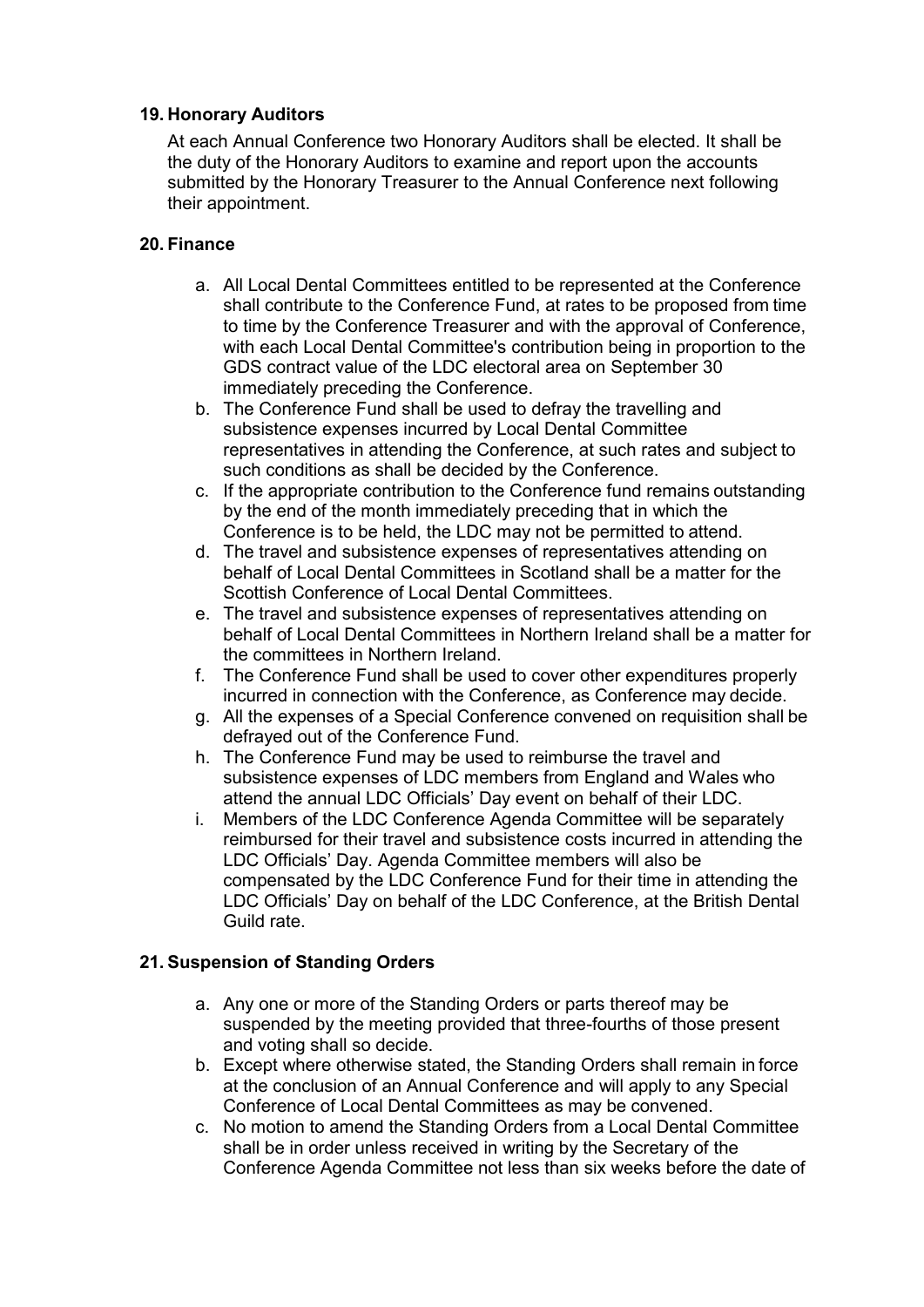## 19. Honorary Auditors

At each Annual Conference two Honorary Auditors shall be elected. It shall be the duty of the Honorary Auditors to examine and report upon the accounts submitted by the Honorary Treasurer to the Annual Conference next following their appointment.

## 20. Finance

a. All Local Dental Committees entitled to be represented at the Conference shall contribute to the Conference Fund, at rates to be proposed from time to time by the Conference Treasurer and with the approval of Conference, with each Local Dental Committee's contribution being in proportion to the GDS contract value of the LDC electoral area on September 30 immediately preceding the Conference.
b. The Conference Fund shall be used to defray the travelling and subsistence expenses incurred by Local Dental Committee representatives in attending the Conference, at such rates and subject to such conditions as shall be decided by the Conference.
c. If the appropriate contribution to the Conference fund remains outstanding by the end of the month immediately preceding that in which the Conference is to be held, the LDC may not be permitted to attend.
d. The travel and subsistence expenses of representatives attending on behalf of Local Dental Committees in Scotland shall be a matter for the Scottish Conference of Local Dental Committees.
e. The travel and subsistence expenses of representatives attending on behalf of Local Dental Committees in Northern Ireland shall be a matter for the committees in Northern Ireland.
f. The Conference Fund shall be used to cover other expenditures properly incurred in connection with the Conference, as Conference may decide.
g. All the expenses of a Special Conference convened on requisition shall be defrayed out of the Conference Fund.
h. The Conference Fund may be used to reimburse the travel and subsistence expenses of LDC members from England and Wales who attend the annual LDC Officials' Day event on behalf of their LDC.
i. Members of the LDC Conference Agenda Committee will be separately reimbursed for their travel and subsistence costs incurred in attending the LDC Officials' Day. Agenda Committee members will also be compensated by the LDC Conference Fund for their time in attending the LDC Officials' Day on behalf of the LDC Conference, at the British Dental Guild rate.

## 21. Suspension of Standing Orders

a. Any one or more of the Standing Orders or parts thereof may be suspended by the meeting provided that three-fourths of those present and voting shall so decide.
b. Except where otherwise stated, the Standing Orders shall remain in force at the conclusion of an Annual Conference and will apply to any Special Conference of Local Dental Committees as may be convened.
c. No motion to amend the Standing Orders from a Local Dental Committee shall be in order unless received in writing by the Secretary of the Conference Agenda Committee not less than six weeks before the date of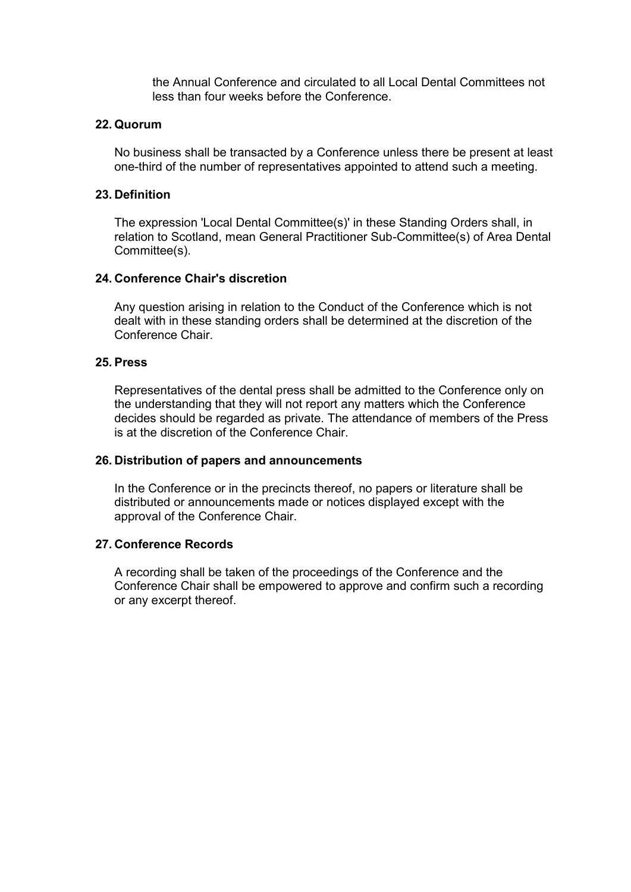the Annual Conference and circulated to all Local Dental Committees not less than four weeks before the Conference.

**22. Quorum**

No business shall be transacted by a Conference unless there be present at least one-third of the number of representatives appointed to attend such a meeting.

**23. Definition**

The expression 'Local Dental Committee(s)' in these Standing Orders shall, in relation to Scotland, mean General Practitioner Sub-Committee(s) of Area Dental Committee(s).

**24. Conference Chair's discretion**

Any question arising in relation to the Conduct of the Conference which is not dealt with in these standing orders shall be determined at the discretion of the Conference Chair.

**25. Press**

Representatives of the dental press shall be admitted to the Conference only on the understanding that they will not report any matters which the Conference decides should be regarded as private. The attendance of members of the Press is at the discretion of the Conference Chair.

**26. Distribution of papers and announcements**

In the Conference or in the precincts thereof, no papers or literature shall be distributed or announcements made or notices displayed except with the approval of the Conference Chair.

**27. Conference Records**

A recording shall be taken of the proceedings of the Conference and the Conference Chair shall be empowered to approve and confirm such a recording or any excerpt thereof.